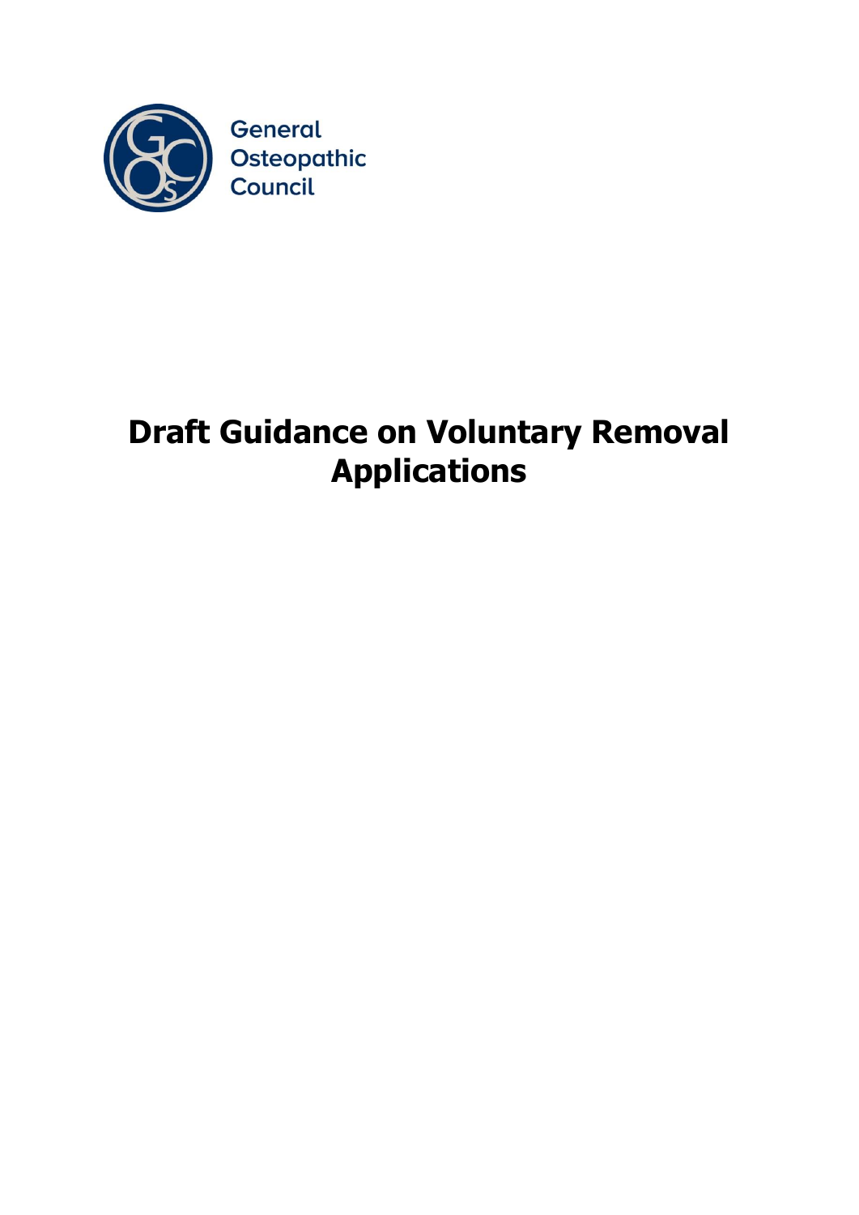General Osteopathic Council

# Draft Guidance on Voluntary Removal Applications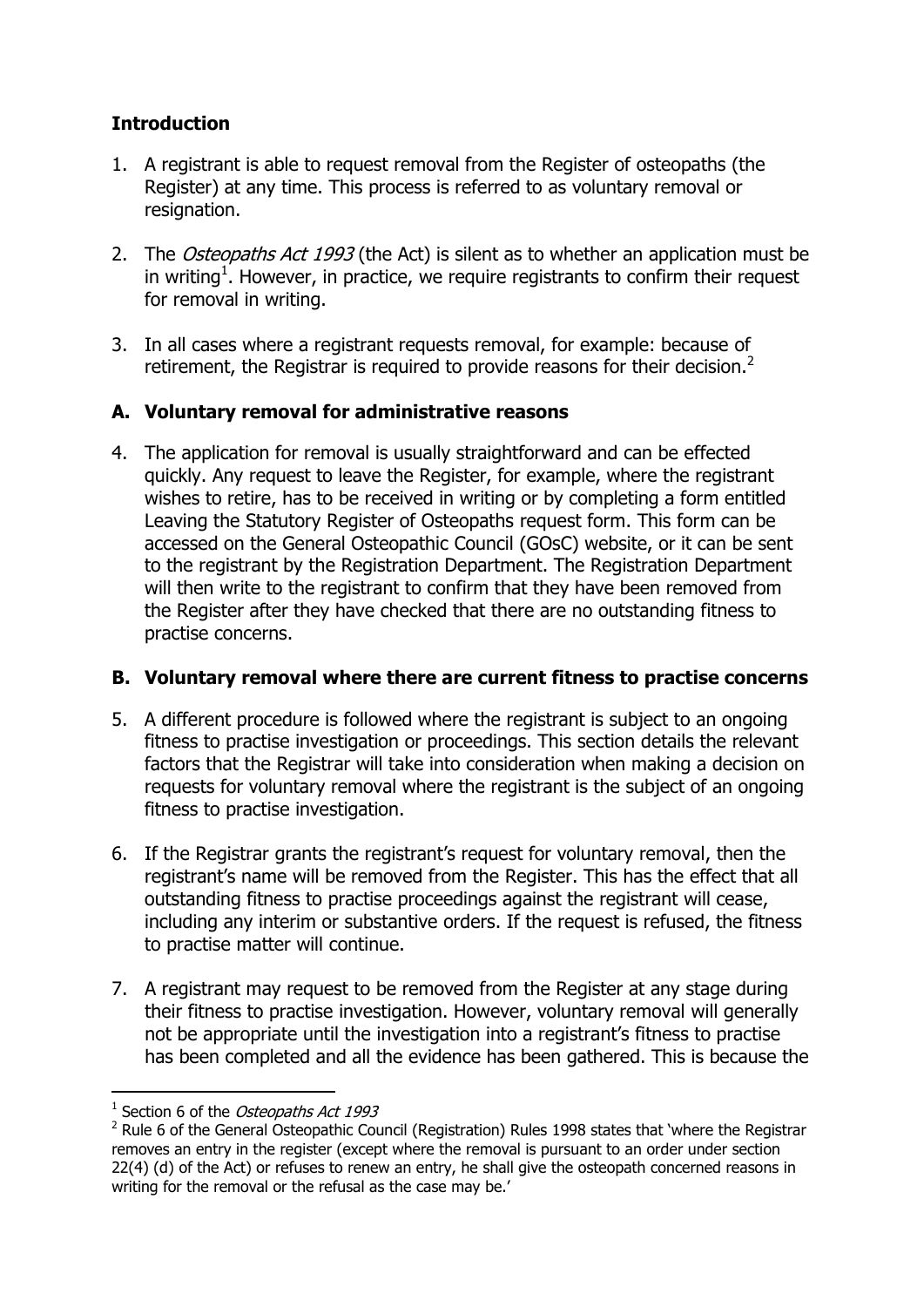## Introduction

1. A registrant is able to request removal from the Register of osteopaths (the Register) at any time. This process is referred to as voluntary removal or resignation.

2. The *Osteopaths Act 1993* (the Act) is silent as to whether an application must be in writing[1]. However, in practice, we require registrants to confirm their request for removal in writing.

3. In all cases where a registrant requests removal, for example: because of retirement, the Registrar is required to provide reasons for their decision.[2]

## A. Voluntary removal for administrative reasons

4. The application for removal is usually straightforward and can be effected quickly. Any request to leave the Register, for example, where the registrant wishes to retire, has to be received in writing or by completing a form entitled Leaving the Statutory Register of Osteopaths request form. This form can be accessed on the General Osteopathic Council (GOsC) website, or it can be sent to the registrant by the Registration Department. The Registration Department will then write to the registrant to confirm that they have been removed from the Register after they have checked that there are no outstanding fitness to practise concerns.

## B. Voluntary removal where there are current fitness to practise concerns

5. A different procedure is followed where the registrant is subject to an ongoing fitness to practise investigation or proceedings. This section details the relevant factors that the Registrar will take into consideration when making a decision on requests for voluntary removal where the registrant is the subject of an ongoing fitness to practise investigation.

6. If the Registrar grants the registrant's request for voluntary removal, then the registrant's name will be removed from the Register. This has the effect that all outstanding fitness to practise proceedings against the registrant will cease, including any interim or substantive orders. If the request is refused, the fitness to practise matter will continue.

7. A registrant may request to be removed from the Register at any stage during their fitness to practise investigation. However, voluntary removal will generally not be appropriate until the investigation into a registrant's fitness to practise has been completed and all the evidence has been gathered. This is because the

---

[1] Section 6 of the *Osteopaths Act 1993*

[2] Rule 6 of the General Osteopathic Council (Registration) Rules 1998 states that 'where the Registrar removes an entry in the register (except where the removal is pursuant to an order under section 22(4) (d) of the Act) or refuses to renew an entry, he shall give the osteopath concerned reasons in writing for the removal or the refusal as the case may be.'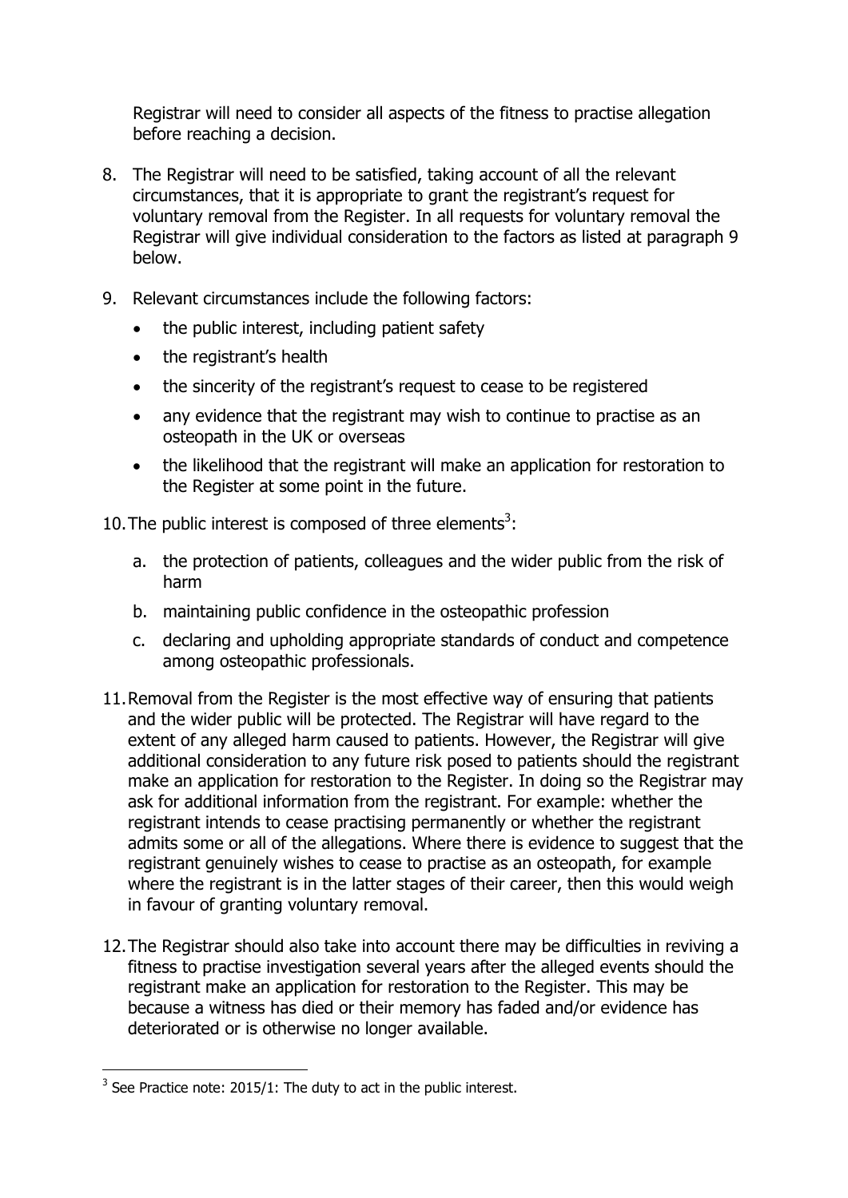Registrar will need to consider all aspects of the fitness to practise allegation before reaching a decision.

8. The Registrar will need to be satisfied, taking account of all the relevant circumstances, that it is appropriate to grant the registrant's request for voluntary removal from the Register. In all requests for voluntary removal the Registrar will give individual consideration to the factors as listed at paragraph 9 below.

9. Relevant circumstances include the following factors:
   - the public interest, including patient safety
   - the registrant's health
   - the sincerity of the registrant's request to cease to be registered
   - any evidence that the registrant may wish to continue to practise as an osteopath in the UK or overseas
   - the likelihood that the registrant will make an application for restoration to the Register at some point in the future.

10. The public interest is composed of three elements[3]:
    a. the protection of patients, colleagues and the wider public from the risk of harm
    b. maintaining public confidence in the osteopathic profession
    c. declaring and upholding appropriate standards of conduct and competence among osteopathic professionals.

11. Removal from the Register is the most effective way of ensuring that patients and the wider public will be protected. The Registrar will have regard to the extent of any alleged harm caused to patients. However, the Registrar will give additional consideration to any future risk posed to patients should the registrant make an application for restoration to the Register. In doing so the Registrar may ask for additional information from the registrant. For example: whether the registrant intends to cease practising permanently or whether the registrant admits some or all of the allegations. Where there is evidence to suggest that the registrant genuinely wishes to cease to practise as an osteopath, for example where the registrant is in the latter stages of their career, then this would weigh in favour of granting voluntary removal.

12. The Registrar should also take into account there may be difficulties in reviving a fitness to practise investigation several years after the alleged events should the registrant make an application for restoration to the Register. This may be because a witness has died or their memory has faded and/or evidence has deteriorated or is otherwise no longer available.

---

[3] See Practice note: 2015/1: The duty to act in the public interest.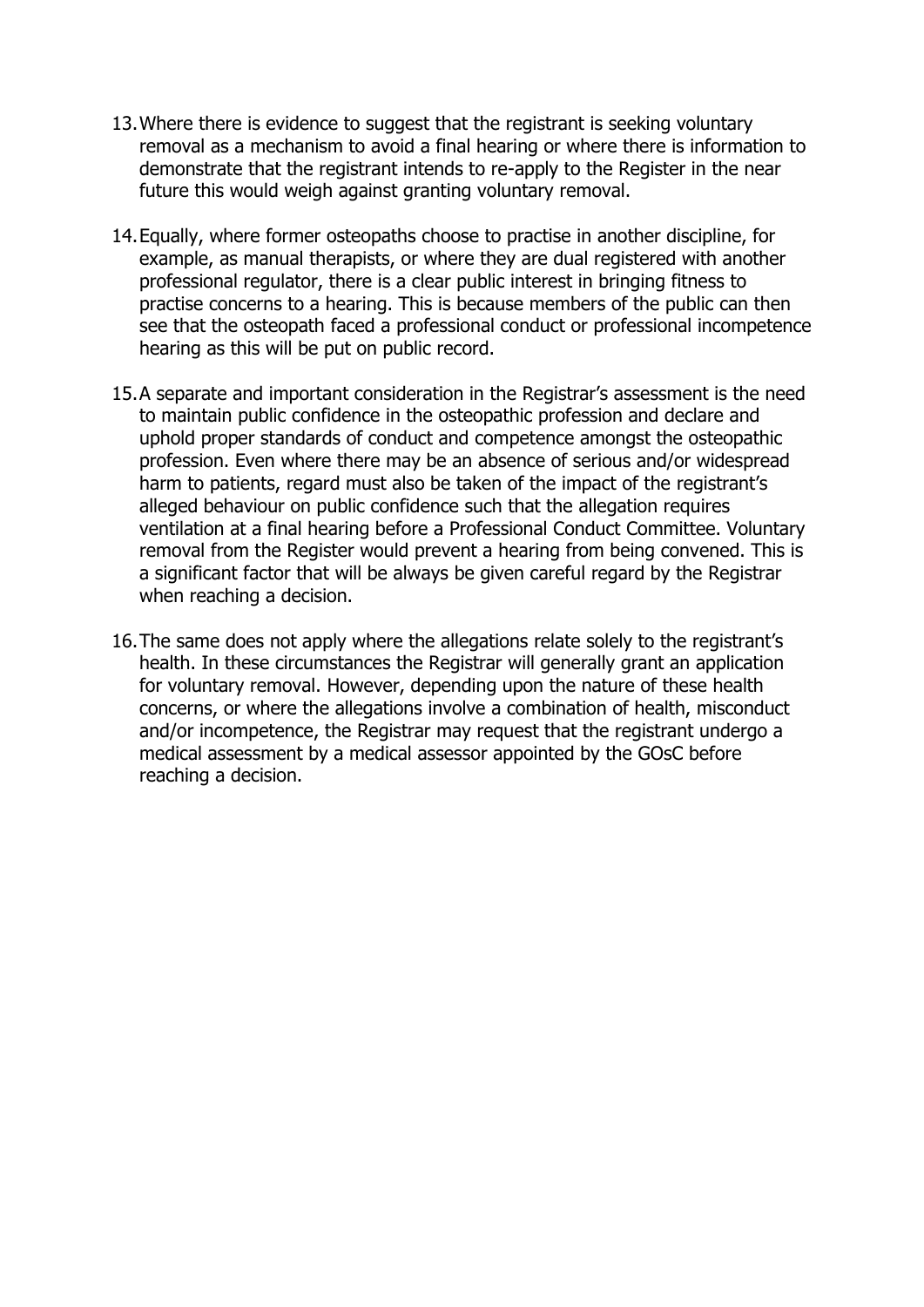13. Where there is evidence to suggest that the registrant is seeking voluntary removal as a mechanism to avoid a final hearing or where there is information to demonstrate that the registrant intends to re-apply to the Register in the near future this would weigh against granting voluntary removal.

14. Equally, where former osteopaths choose to practise in another discipline, for example, as manual therapists, or where they are dual registered with another professional regulator, there is a clear public interest in bringing fitness to practise concerns to a hearing. This is because members of the public can then see that the osteopath faced a professional conduct or professional incompetence hearing as this will be put on public record.

15. A separate and important consideration in the Registrar's assessment is the need to maintain public confidence in the osteopathic profession and declare and uphold proper standards of conduct and competence amongst the osteopathic profession. Even where there may be an absence of serious and/or widespread harm to patients, regard must also be taken of the impact of the registrant's alleged behaviour on public confidence such that the allegation requires ventilation at a final hearing before a Professional Conduct Committee. Voluntary removal from the Register would prevent a hearing from being convened. This is a significant factor that will be always be given careful regard by the Registrar when reaching a decision.

16. The same does not apply where the allegations relate solely to the registrant's health. In these circumstances the Registrar will generally grant an application for voluntary removal. However, depending upon the nature of these health concerns, or where the allegations involve a combination of health, misconduct and/or incompetence, the Registrar may request that the registrant undergo a medical assessment by a medical assessor appointed by the GOsC before reaching a decision.